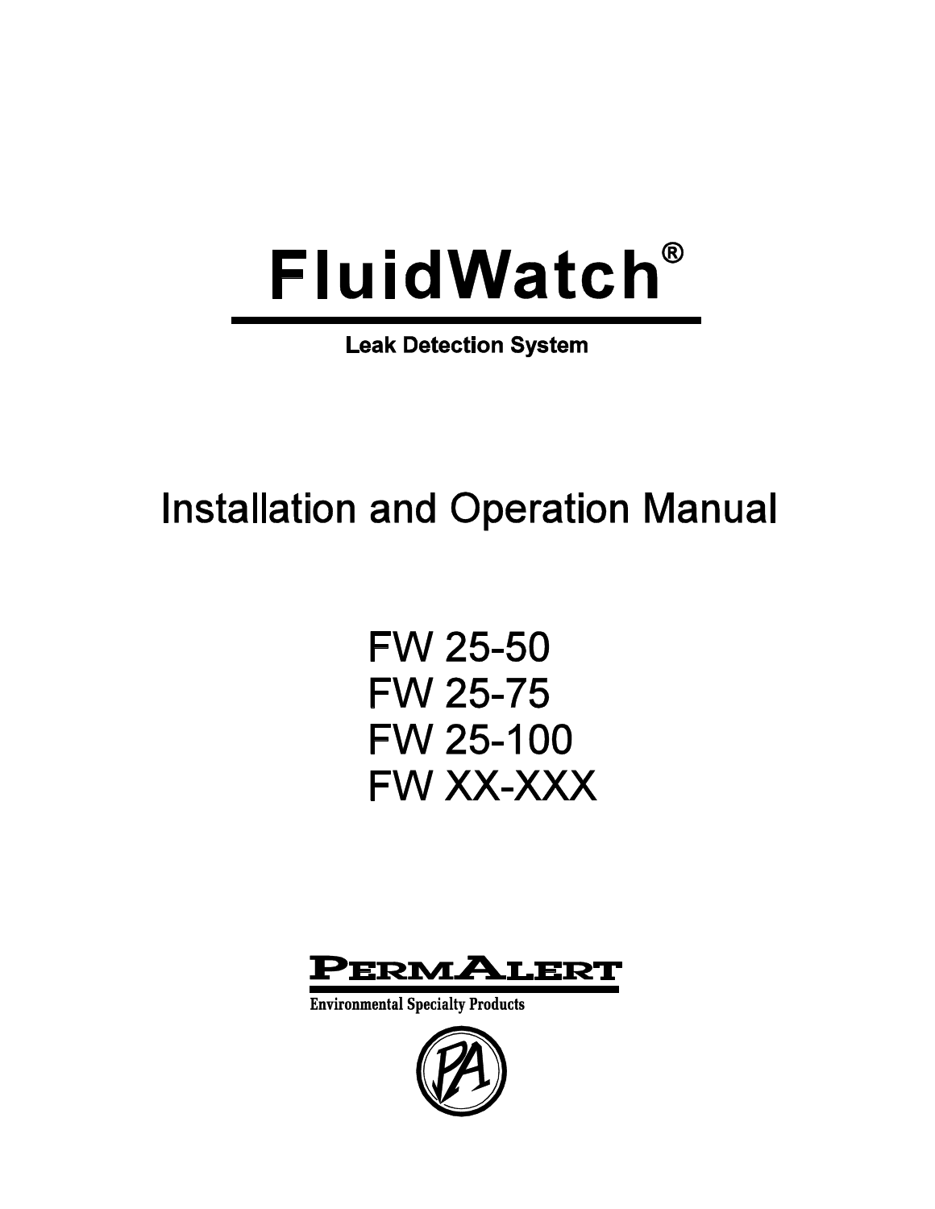# FluidWatch®

**Leak Detection System**

## Installation and Operation Manual

FW 25-50
FW 25-75
FW 25-100
FW XX-XXX

**PermAlert**

**Environmental Specialty Products**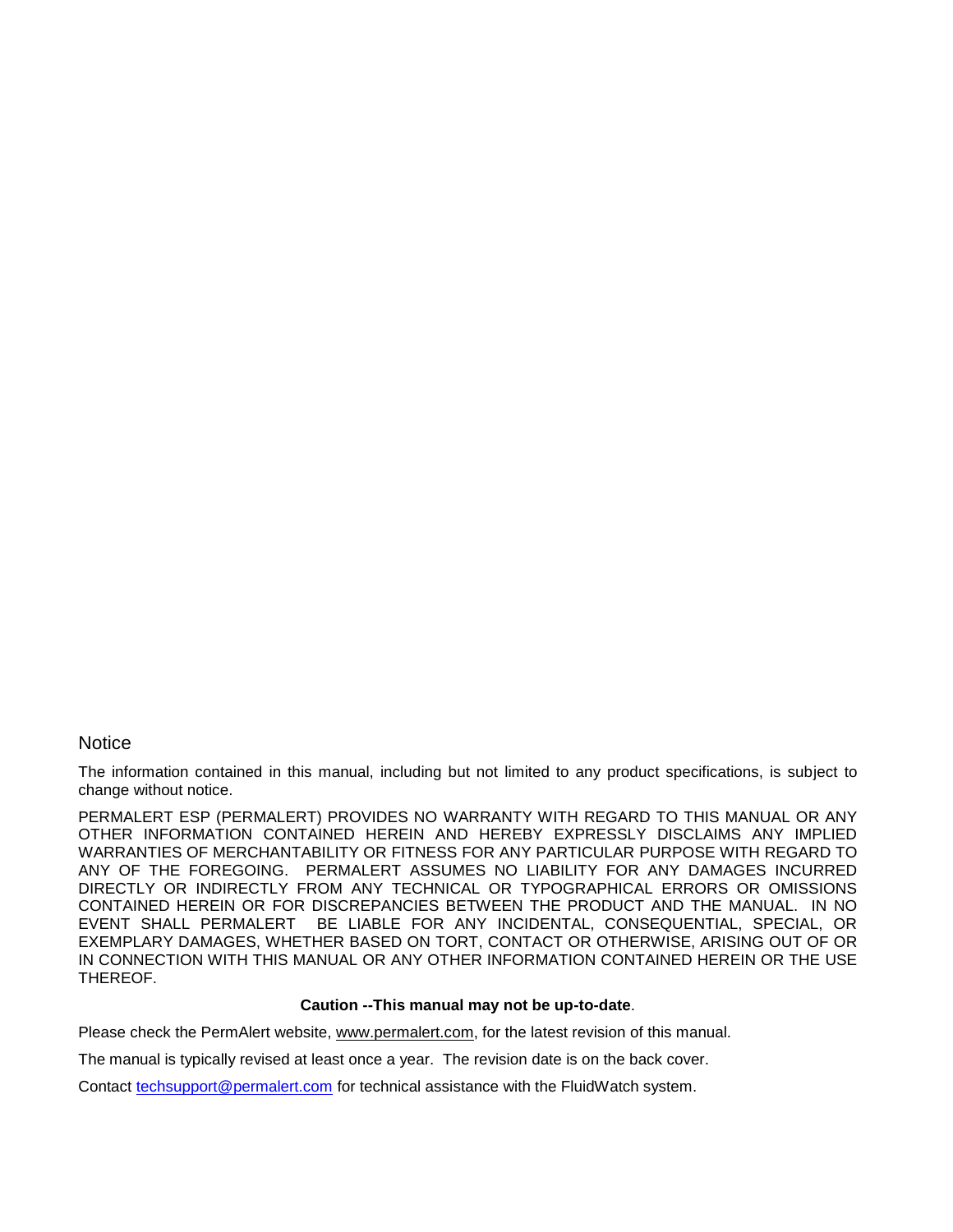## Notice

The information contained in this manual, including but not limited to any product specifications, is subject to change without notice.

PERMALERT ESP (PERMALERT) PROVIDES NO WARRANTY WITH REGARD TO THIS MANUAL OR ANY OTHER INFORMATION CONTAINED HEREIN AND HEREBY EXPRESSLY DISCLAIMS ANY IMPLIED WARRANTIES OF MERCHANTABILITY OR FITNESS FOR ANY PARTICULAR PURPOSE WITH REGARD TO ANY OF THE FOREGOING. PERMALERT ASSUMES NO LIABILITY FOR ANY DAMAGES INCURRED DIRECTLY OR INDIRECTLY FROM ANY TECHNICAL OR TYPOGRAPHICAL ERRORS OR OMISSIONS CONTAINED HEREIN OR FOR DISCREPANCIES BETWEEN THE PRODUCT AND THE MANUAL. IN NO EVENT SHALL PERMALERT BE LIABLE FOR ANY INCIDENTAL, CONSEQUENTIAL, SPECIAL, OR EXEMPLARY DAMAGES, WHETHER BASED ON TORT, CONTACT OR OTHERWISE, ARISING OUT OF OR IN CONNECTION WITH THIS MANUAL OR ANY OTHER INFORMATION CONTAINED HEREIN OR THE USE THEREOF.

**Caution --This manual may not be up-to-date**.

Please check the PermAlert website, www.permalert.com, for the latest revision of this manual.

The manual is typically revised at least once a year. The revision date is on the back cover.

Contact techsupport@permalert.com for technical assistance with the FluidWatch system.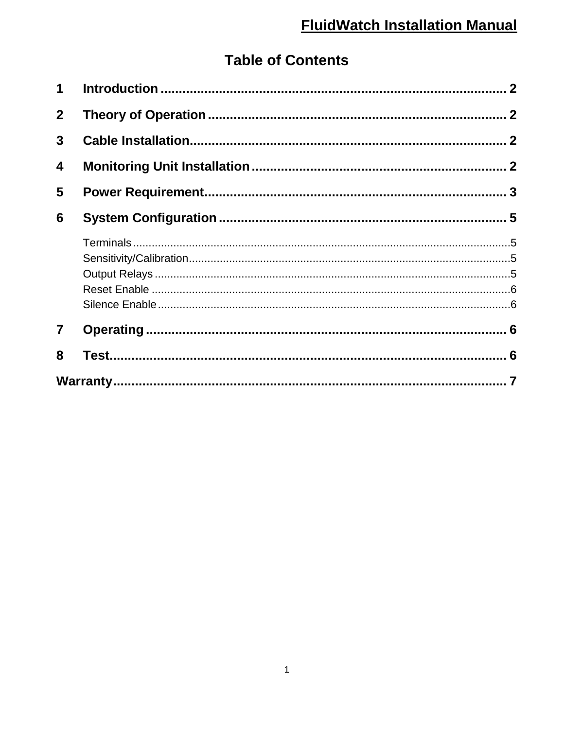# Table of Contents

1 Introduction .......... 2

2 Theory of Operation .......... 2

3 Cable Installation .......... 2

4 Monitoring Unit Installation .......... 2

5 Power Requirement .......... 3

6 System Configuration .......... 5

- Terminals .......... 5
- Sensitivity/Calibration .......... 5
- Output Relays .......... 5
- Reset Enable .......... 6
- Silence Enable .......... 6

7 Operating .......... 6

8 Test .......... 6

Warranty .......... 7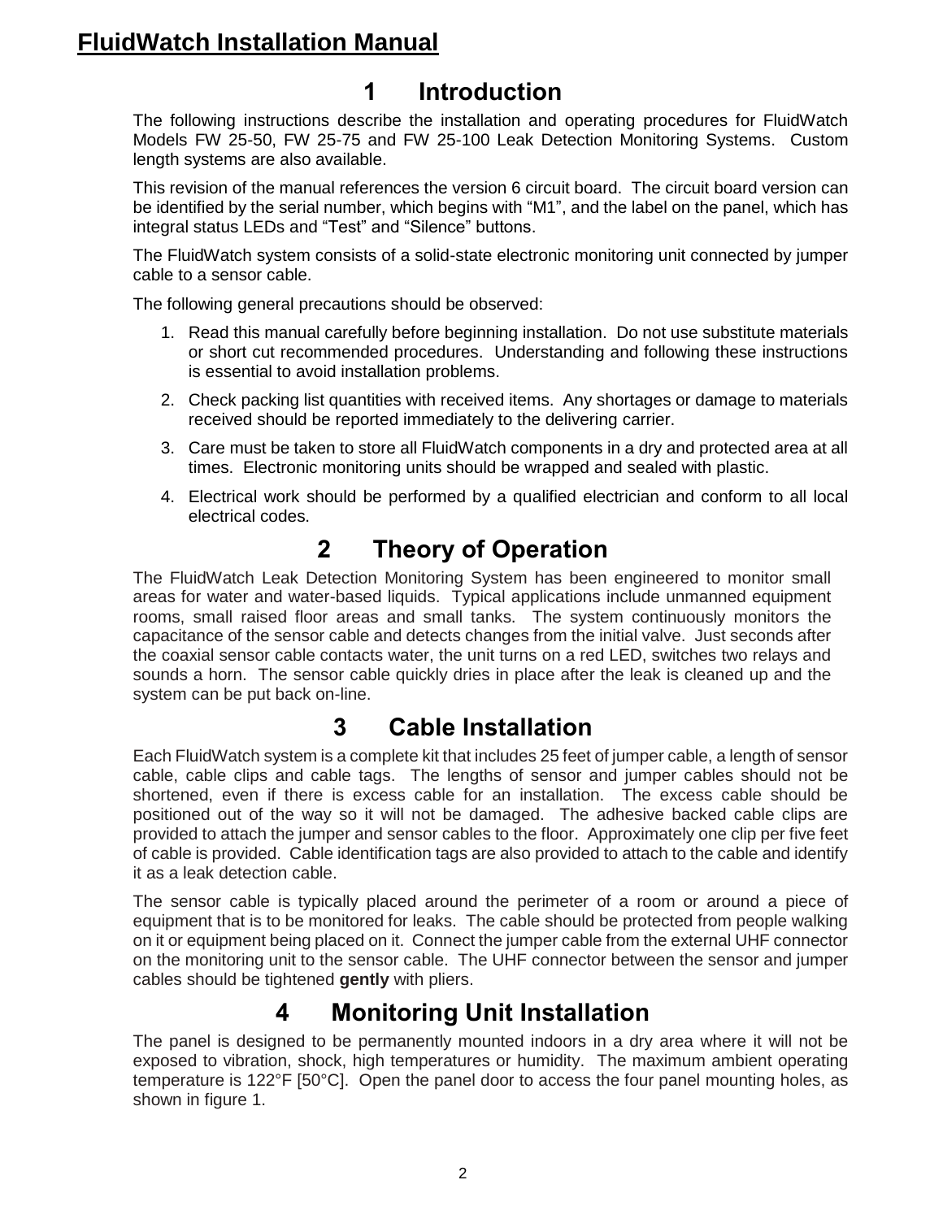# FluidWatch Installation Manual

## 1 Introduction

The following instructions describe the installation and operating procedures for FluidWatch Models FW 25-50, FW 25-75 and FW 25-100 Leak Detection Monitoring Systems. Custom length systems are also available.

This revision of the manual references the version 6 circuit board. The circuit board version can be identified by the serial number, which begins with "M1", and the label on the panel, which has integral status LEDs and "Test" and "Silence" buttons.

The FluidWatch system consists of a solid-state electronic monitoring unit connected by jumper cable to a sensor cable.

The following general precautions should be observed:

1. Read this manual carefully before beginning installation. Do not use substitute materials or short cut recommended procedures. Understanding and following these instructions is essential to avoid installation problems.
2. Check packing list quantities with received items. Any shortages or damage to materials received should be reported immediately to the delivering carrier.
3. Care must be taken to store all FluidWatch components in a dry and protected area at all times. Electronic monitoring units should be wrapped and sealed with plastic.
4. Electrical work should be performed by a qualified electrician and conform to all local electrical codes.

## 2 Theory of Operation

The FluidWatch Leak Detection Monitoring System has been engineered to monitor small areas for water and water-based liquids. Typical applications include unmanned equipment rooms, small raised floor areas and small tanks. The system continuously monitors the capacitance of the sensor cable and detects changes from the initial valve. Just seconds after the coaxial sensor cable contacts water, the unit turns on a red LED, switches two relays and sounds a horn. The sensor cable quickly dries in place after the leak is cleaned up and the system can be put back on-line.

## 3 Cable Installation

Each FluidWatch system is a complete kit that includes 25 feet of jumper cable, a length of sensor cable, cable clips and cable tags. The lengths of sensor and jumper cables should not be shortened, even if there is excess cable for an installation. The excess cable should be positioned out of the way so it will not be damaged. The adhesive backed cable clips are provided to attach the jumper and sensor cables to the floor. Approximately one clip per five feet of cable is provided. Cable identification tags are also provided to attach to the cable and identify it as a leak detection cable.

The sensor cable is typically placed around the perimeter of a room or around a piece of equipment that is to be monitored for leaks. The cable should be protected from people walking on it or equipment being placed on it. Connect the jumper cable from the external UHF connector on the monitoring unit to the sensor cable. The UHF connector between the sensor and jumper cables should be tightened **gently** with pliers.

## 4 Monitoring Unit Installation

The panel is designed to be permanently mounted indoors in a dry area where it will not be exposed to vibration, shock, high temperatures or humidity. The maximum ambient operating temperature is 122°F [50°C]. Open the panel door to access the four panel mounting holes, as shown in figure 1.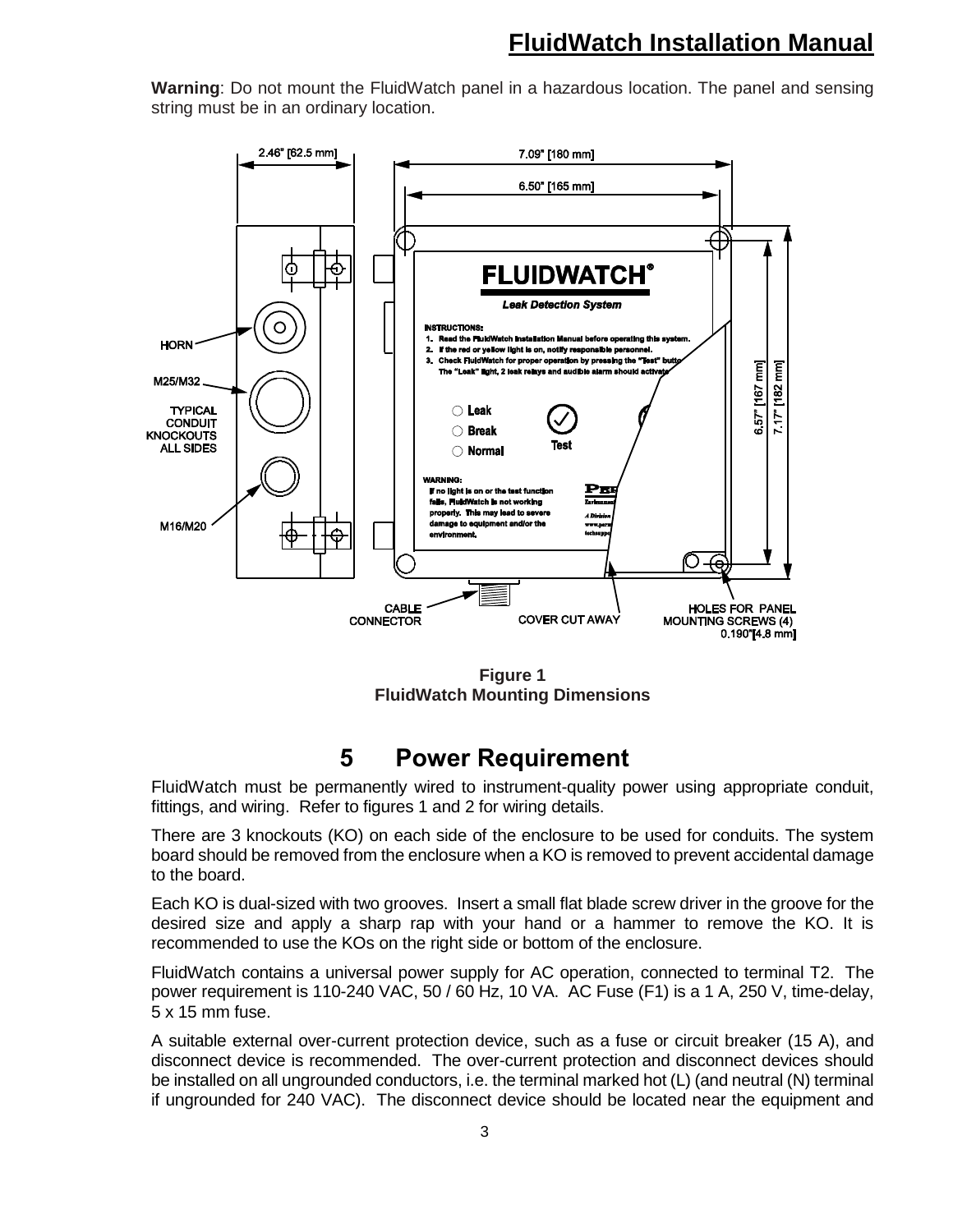**Warning**: Do not mount the FluidWatch panel in a hazardous location. The panel and sensing string must be in an ordinary location.

**Figure 1**
**FluidWatch Mounting Dimensions**

## 5 Power Requirement

FluidWatch must be permanently wired to instrument-quality power using appropriate conduit, fittings, and wiring. Refer to figures 1 and 2 for wiring details.

There are 3 knockouts (KO) on each side of the enclosure to be used for conduits. The system board should be removed from the enclosure when a KO is removed to prevent accidental damage to the board.

Each KO is dual-sized with two grooves. Insert a small flat blade screw driver in the groove for the desired size and apply a sharp rap with your hand or a hammer to remove the KO. It is recommended to use the KOs on the right side or bottom of the enclosure.

FluidWatch contains a universal power supply for AC operation, connected to terminal T2. The power requirement is 110-240 VAC, 50 / 60 Hz, 10 VA. AC Fuse (F1) is a 1 A, 250 V, time-delay, 5 x 15 mm fuse.

A suitable external over-current protection device, such as a fuse or circuit breaker (15 A), and disconnect device is recommended. The over-current protection and disconnect devices should be installed on all ungrounded conductors, i.e. the terminal marked hot (L) (and neutral (N) terminal if ungrounded for 240 VAC). The disconnect device should be located near the equipment and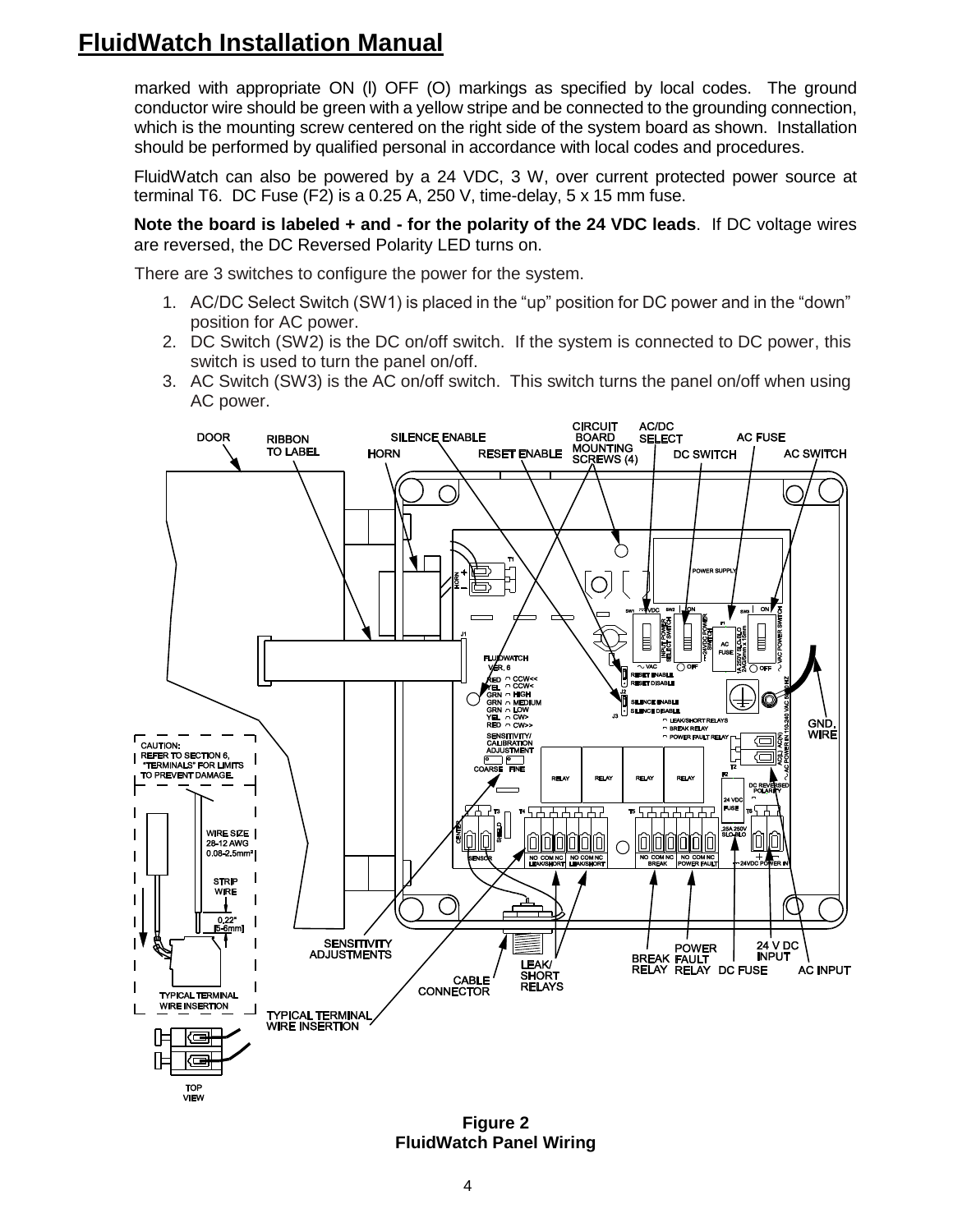marked with appropriate ON (l) OFF (O) markings as specified by local codes. The ground conductor wire should be green with a yellow stripe and be connected to the grounding connection, which is the mounting screw centered on the right side of the system board as shown. Installation should be performed by qualified personal in accordance with local codes and procedures.

FluidWatch can also be powered by a 24 VDC, 3 W, over current protected power source at terminal T6. DC Fuse (F2) is a 0.25 A, 250 V, time-delay, 5 x 15 mm fuse.

**Note the board is labeled + and - for the polarity of the 24 VDC leads**. If DC voltage wires are reversed, the DC Reversed Polarity LED turns on.

There are 3 switches to configure the power for the system.

1. AC/DC Select Switch (SW1) is placed in the “up” position for DC power and in the “down” position for AC power.
2. DC Switch (SW2) is the DC on/off switch. If the system is connected to DC power, this switch is used to turn the panel on/off.
3. AC Switch (SW3) is the AC on/off switch. This switch turns the panel on/off when using AC power.

**Figure 2**
**FluidWatch Panel Wiring**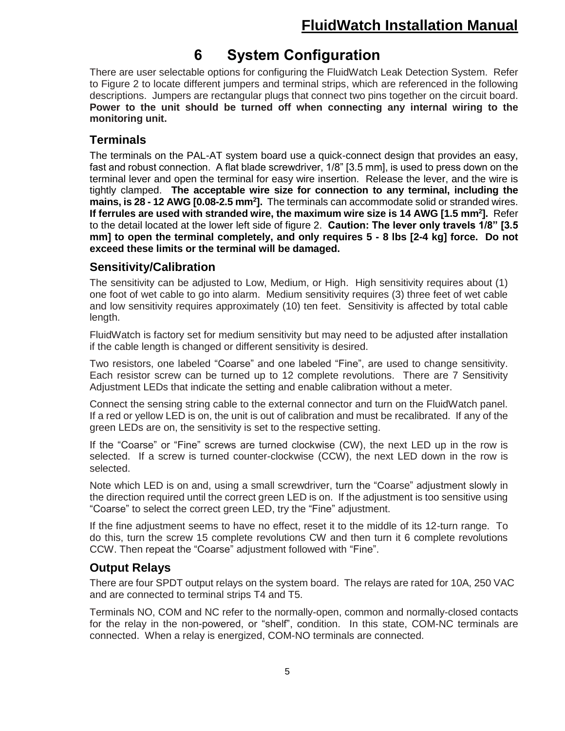# 6 System Configuration

There are user selectable options for configuring the FluidWatch Leak Detection System. Refer to Figure 2 to locate different jumpers and terminal strips, which are referenced in the following descriptions. Jumpers are rectangular plugs that connect two pins together on the circuit board. **Power to the unit should be turned off when connecting any internal wiring to the monitoring unit.**

## Terminals

The terminals on the PAL-AT system board use a quick-connect design that provides an easy, fast and robust connection. A flat blade screwdriver, 1/8" [3.5 mm], is used to press down on the terminal lever and open the terminal for easy wire insertion. Release the lever, and the wire is tightly clamped. **The acceptable wire size for connection to any terminal, including the mains, is 28 - 12 AWG [0.08-2.5 mm$^2$].** The terminals can accommodate solid or stranded wires. **If ferrules are used with stranded wire, the maximum wire size is 14 AWG [1.5 mm$^2$].** Refer to the detail located at the lower left side of figure 2. **Caution: The lever only travels 1/8" [3.5 mm] to open the terminal completely, and only requires 5 - 8 lbs [2-4 kg] force. Do not exceed these limits or the terminal will be damaged.**

## Sensitivity/Calibration

The sensitivity can be adjusted to Low, Medium, or High. High sensitivity requires about (1) one foot of wet cable to go into alarm. Medium sensitivity requires (3) three feet of wet cable and low sensitivity requires approximately (10) ten feet. Sensitivity is affected by total cable length.

FluidWatch is factory set for medium sensitivity but may need to be adjusted after installation if the cable length is changed or different sensitivity is desired.

Two resistors, one labeled "Coarse" and one labeled "Fine", are used to change sensitivity. Each resistor screw can be turned up to 12 complete revolutions. There are 7 Sensitivity Adjustment LEDs that indicate the setting and enable calibration without a meter.

Connect the sensing string cable to the external connector and turn on the FluidWatch panel. If a red or yellow LED is on, the unit is out of calibration and must be recalibrated. If any of the green LEDs are on, the sensitivity is set to the respective setting.

If the "Coarse" or "Fine" screws are turned clockwise (CW), the next LED up in the row is selected. If a screw is turned counter-clockwise (CCW), the next LED down in the row is selected.

Note which LED is on and, using a small screwdriver, turn the "Coarse" adjustment slowly in the direction required until the correct green LED is on. If the adjustment is too sensitive using "Coarse" to select the correct green LED, try the "Fine" adjustment.

If the fine adjustment seems to have no effect, reset it to the middle of its 12-turn range. To do this, turn the screw 15 complete revolutions CW and then turn it 6 complete revolutions CCW. Then repeat the "Coarse" adjustment followed with "Fine".

## Output Relays

There are four SPDT output relays on the system board. The relays are rated for 10A, 250 VAC and are connected to terminal strips T4 and T5.

Terminals NO, COM and NC refer to the normally-open, common and normally-closed contacts for the relay in the non-powered, or "shelf", condition. In this state, COM-NC terminals are connected. When a relay is energized, COM-NO terminals are connected.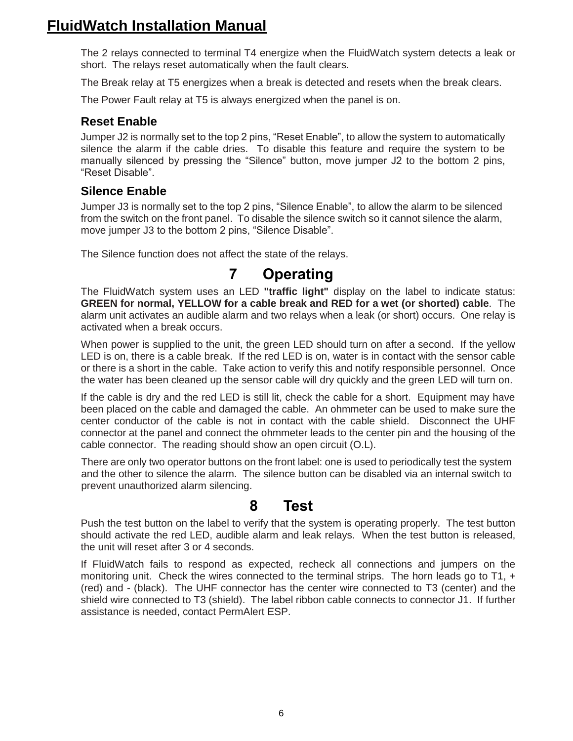The 2 relays connected to terminal T4 energize when the FluidWatch system detects a leak or short. The relays reset automatically when the fault clears.

The Break relay at T5 energizes when a break is detected and resets when the break clears.

The Power Fault relay at T5 is always energized when the panel is on.

### Reset Enable

Jumper J2 is normally set to the top 2 pins, “Reset Enable”, to allow the system to automatically silence the alarm if the cable dries. To disable this feature and require the system to be manually silenced by pressing the “Silence” button, move jumper J2 to the bottom 2 pins, “Reset Disable”.

### Silence Enable

Jumper J3 is normally set to the top 2 pins, “Silence Enable”, to allow the alarm to be silenced from the switch on the front panel. To disable the silence switch so it cannot silence the alarm, move jumper J3 to the bottom 2 pins, “Silence Disable”.

The Silence function does not affect the state of the relays.

## 7 Operating

The FluidWatch system uses an LED **"traffic light"** display on the label to indicate status: **GREEN for normal, YELLOW for a cable break and RED for a wet (or shorted) cable**. The alarm unit activates an audible alarm and two relays when a leak (or short) occurs. One relay is activated when a break occurs.

When power is supplied to the unit, the green LED should turn on after a second. If the yellow LED is on, there is a cable break. If the red LED is on, water is in contact with the sensor cable or there is a short in the cable. Take action to verify this and notify responsible personnel. Once the water has been cleaned up the sensor cable will dry quickly and the green LED will turn on.

If the cable is dry and the red LED is still lit, check the cable for a short. Equipment may have been placed on the cable and damaged the cable. An ohmmeter can be used to make sure the center conductor of the cable is not in contact with the cable shield. Disconnect the UHF connector at the panel and connect the ohmmeter leads to the center pin and the housing of the cable connector. The reading should show an open circuit (O.L).

There are only two operator buttons on the front label: one is used to periodically test the system and the other to silence the alarm. The silence button can be disabled via an internal switch to prevent unauthorized alarm silencing.

## 8 Test

Push the test button on the label to verify that the system is operating properly. The test button should activate the red LED, audible alarm and leak relays. When the test button is released, the unit will reset after 3 or 4 seconds.

If FluidWatch fails to respond as expected, recheck all connections and jumpers on the monitoring unit. Check the wires connected to the terminal strips. The horn leads go to T1, + (red) and - (black). The UHF connector has the center wire connected to T3 (center) and the shield wire connected to T3 (shield). The label ribbon cable connects to connector J1. If further assistance is needed, contact PermAlert ESP.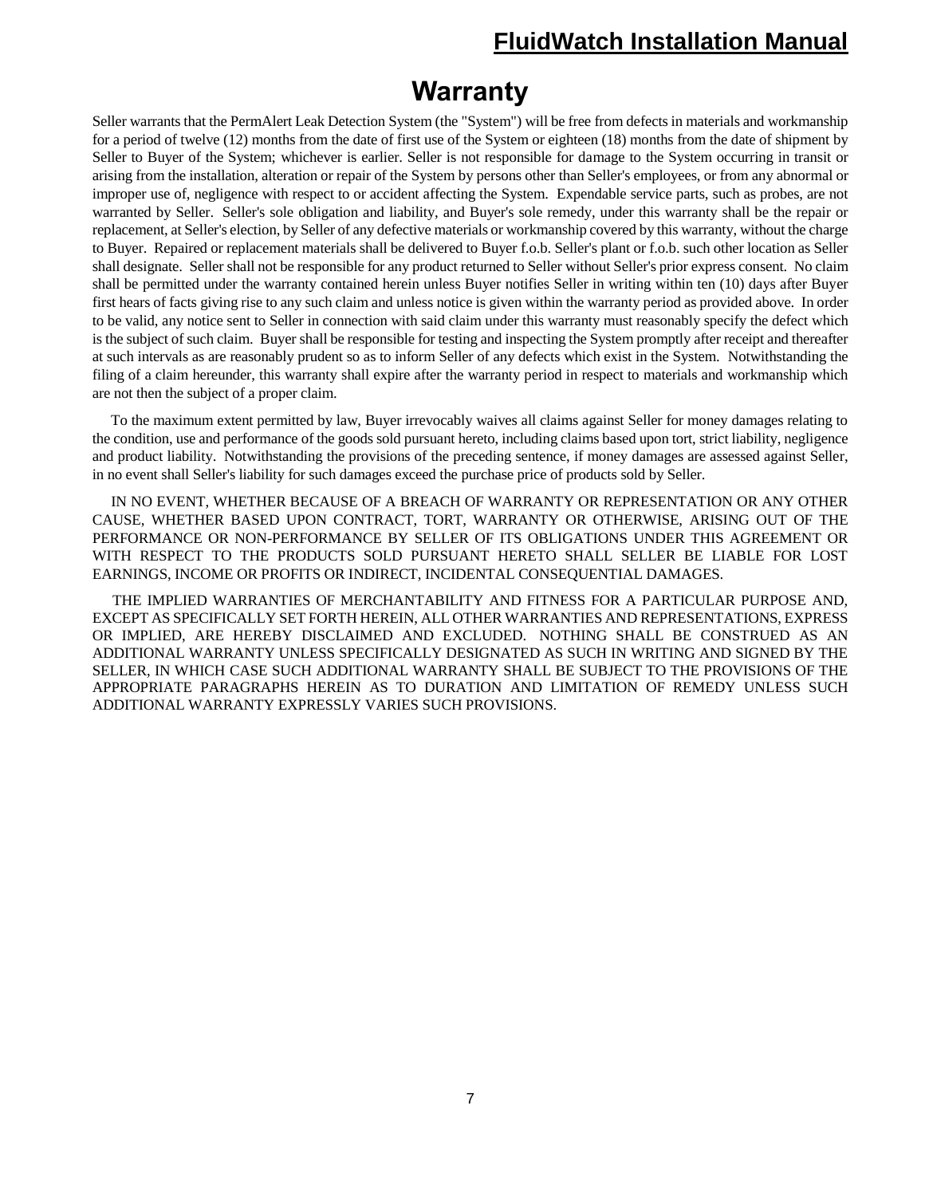# Warranty

Seller warrants that the PermAlert Leak Detection System (the "System") will be free from defects in materials and workmanship for a period of twelve (12) months from the date of first use of the System or eighteen (18) months from the date of shipment by Seller to Buyer of the System; whichever is earlier. Seller is not responsible for damage to the System occurring in transit or arising from the installation, alteration or repair of the System by persons other than Seller's employees, or from any abnormal or improper use of, negligence with respect to or accident affecting the System. Expendable service parts, such as probes, are not warranted by Seller. Seller's sole obligation and liability, and Buyer's sole remedy, under this warranty shall be the repair or replacement, at Seller's election, by Seller of any defective materials or workmanship covered by this warranty, without the charge to Buyer. Repaired or replacement materials shall be delivered to Buyer f.o.b. Seller's plant or f.o.b. such other location as Seller shall designate. Seller shall not be responsible for any product returned to Seller without Seller's prior express consent. No claim shall be permitted under the warranty contained herein unless Buyer notifies Seller in writing within ten (10) days after Buyer first hears of facts giving rise to any such claim and unless notice is given within the warranty period as provided above. In order to be valid, any notice sent to Seller in connection with said claim under this warranty must reasonably specify the defect which is the subject of such claim. Buyer shall be responsible for testing and inspecting the System promptly after receipt and thereafter at such intervals as are reasonably prudent so as to inform Seller of any defects which exist in the System. Notwithstanding the filing of a claim hereunder, this warranty shall expire after the warranty period in respect to materials and workmanship which are not then the subject of a proper claim.

To the maximum extent permitted by law, Buyer irrevocably waives all claims against Seller for money damages relating to the condition, use and performance of the goods sold pursuant hereto, including claims based upon tort, strict liability, negligence and product liability. Notwithstanding the provisions of the preceding sentence, if money damages are assessed against Seller, in no event shall Seller's liability for such damages exceed the purchase price of products sold by Seller.

IN NO EVENT, WHETHER BECAUSE OF A BREACH OF WARRANTY OR REPRESENTATION OR ANY OTHER CAUSE, WHETHER BASED UPON CONTRACT, TORT, WARRANTY OR OTHERWISE, ARISING OUT OF THE PERFORMANCE OR NON-PERFORMANCE BY SELLER OF ITS OBLIGATIONS UNDER THIS AGREEMENT OR WITH RESPECT TO THE PRODUCTS SOLD PURSUANT HERETO SHALL SELLER BE LIABLE FOR LOST EARNINGS, INCOME OR PROFITS OR INDIRECT, INCIDENTAL CONSEQUENTIAL DAMAGES.

THE IMPLIED WARRANTIES OF MERCHANTABILITY AND FITNESS FOR A PARTICULAR PURPOSE AND, EXCEPT AS SPECIFICALLY SET FORTH HEREIN, ALL OTHER WARRANTIES AND REPRESENTATIONS, EXPRESS OR IMPLIED, ARE HEREBY DISCLAIMED AND EXCLUDED. NOTHING SHALL BE CONSTRUED AS AN ADDITIONAL WARRANTY UNLESS SPECIFICALLY DESIGNATED AS SUCH IN WRITING AND SIGNED BY THE SELLER, IN WHICH CASE SUCH ADDITIONAL WARRANTY SHALL BE SUBJECT TO THE PROVISIONS OF THE APPROPRIATE PARAGRAPHS HEREIN AS TO DURATION AND LIMITATION OF REMEDY UNLESS SUCH ADDITIONAL WARRANTY EXPRESSLY VARIES SUCH PROVISIONS.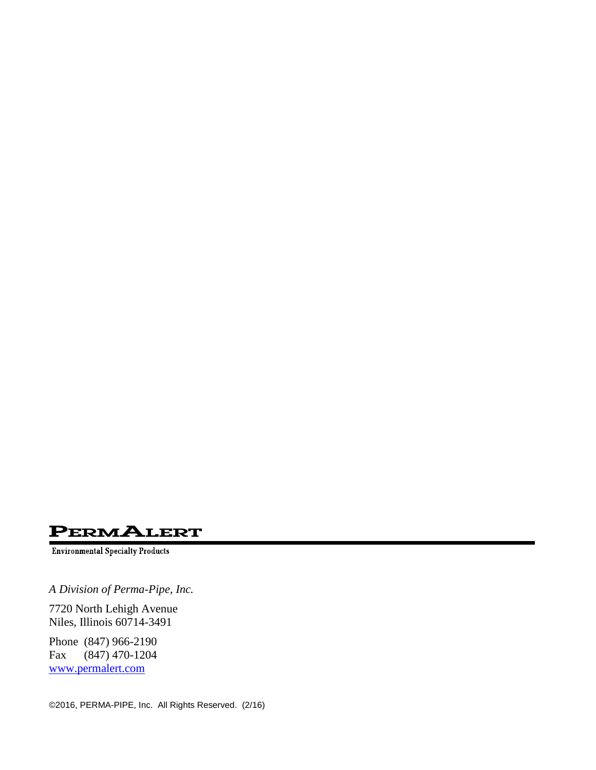**PERMALERT**

Environmental Specialty Products

*A Division of Perma-Pipe, Inc.*

7720 North Lehigh Avenue
Niles, Illinois 60714-3491

Phone (847) 966-2190
Fax (847) 470-1204
www.permalert.com

©2016, PERMA-PIPE, Inc. All Rights Reserved. (2/16)